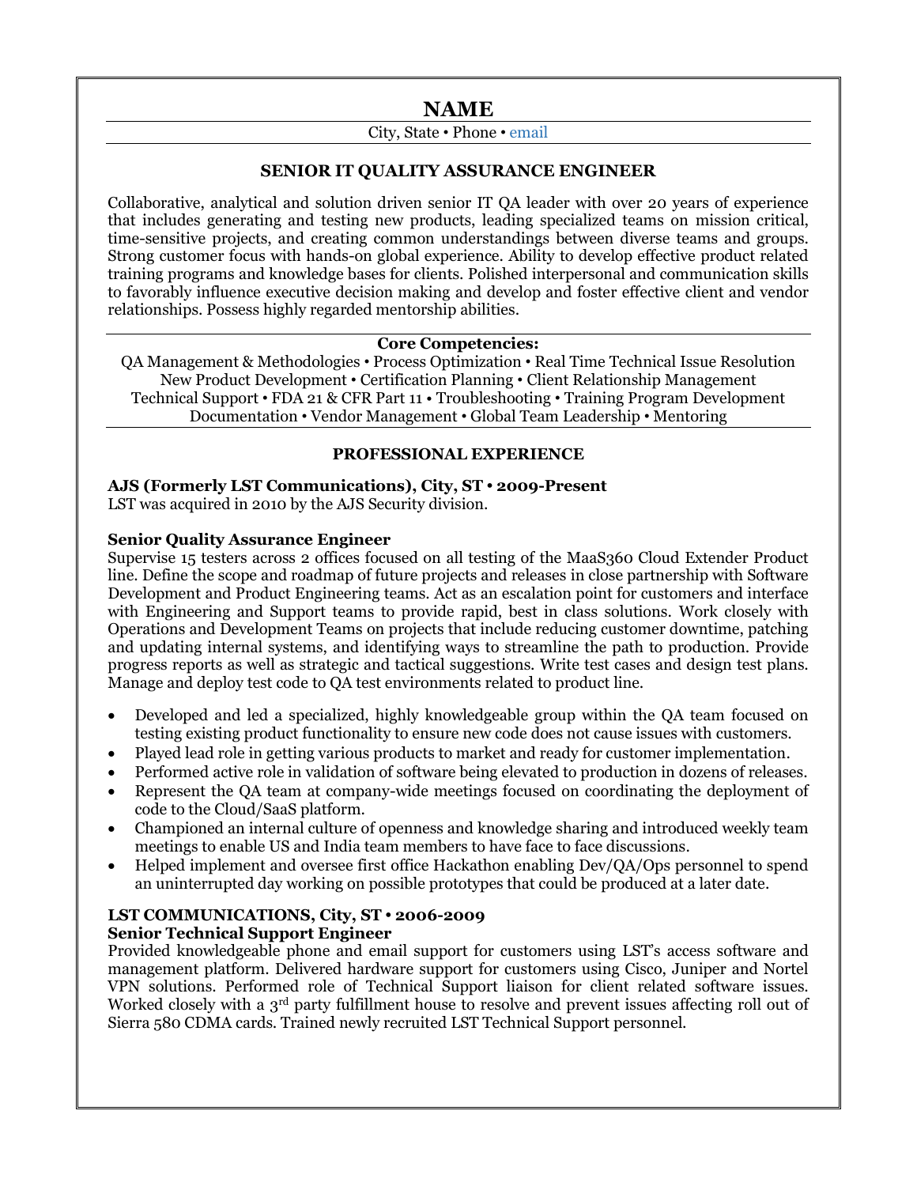# NAME

City, State • Phone • email

## SENIOR IT QUALITY ASSURANCE ENGINEER

Collaborative, analytical and solution driven senior IT QA leader with over 20 years of experience that includes generating and testing new products, leading specialized teams on mission critical, time-sensitive projects, and creating common understandings between diverse teams and groups. Strong customer focus with hands-on global experience. Ability to develop effective product related training programs and knowledge bases for clients. Polished interpersonal and communication skills to favorably influence executive decision making and develop and foster effective client and vendor relationships. Possess highly regarded mentorship abilities.

**Core Competencies:**

QA Management & Methodologies • Process Optimization • Real Time Technical Issue Resolution
New Product Development • Certification Planning • Client Relationship Management
Technical Support • FDA 21 & CFR Part 11 • Troubleshooting • Training Program Development
Documentation • Vendor Management • Global Team Leadership • Mentoring

## PROFESSIONAL EXPERIENCE

**AJS (Formerly LST Communications), City, ST • 2009-Present**
LST was acquired in 2010 by the AJS Security division.

**Senior Quality Assurance Engineer**
Supervise 15 testers across 2 offices focused on all testing of the MaaS360 Cloud Extender Product line. Define the scope and roadmap of future projects and releases in close partnership with Software Development and Product Engineering teams. Act as an escalation point for customers and interface with Engineering and Support teams to provide rapid, best in class solutions. Work closely with Operations and Development Teams on projects that include reducing customer downtime, patching and updating internal systems, and identifying ways to streamline the path to production. Provide progress reports as well as strategic and tactical suggestions. Write test cases and design test plans. Manage and deploy test code to QA test environments related to product line.

- Developed and led a specialized, highly knowledgeable group within the QA team focused on testing existing product functionality to ensure new code does not cause issues with customers.
- Played lead role in getting various products to market and ready for customer implementation.
- Performed active role in validation of software being elevated to production in dozens of releases.
- Represent the QA team at company-wide meetings focused on coordinating the deployment of code to the Cloud/SaaS platform.
- Championed an internal culture of openness and knowledge sharing and introduced weekly team meetings to enable US and India team members to have face to face discussions.
- Helped implement and oversee first office Hackathon enabling Dev/QA/Ops personnel to spend an uninterrupted day working on possible prototypes that could be produced at a later date.

**LST COMMUNICATIONS, City, ST • 2006-2009**
**Senior Technical Support Engineer**
Provided knowledgeable phone and email support for customers using LST's access software and management platform. Delivered hardware support for customers using Cisco, Juniper and Nortel VPN solutions. Performed role of Technical Support liaison for client related software issues. Worked closely with a 3rd party fulfillment house to resolve and prevent issues affecting roll out of Sierra 580 CDMA cards. Trained newly recruited LST Technical Support personnel.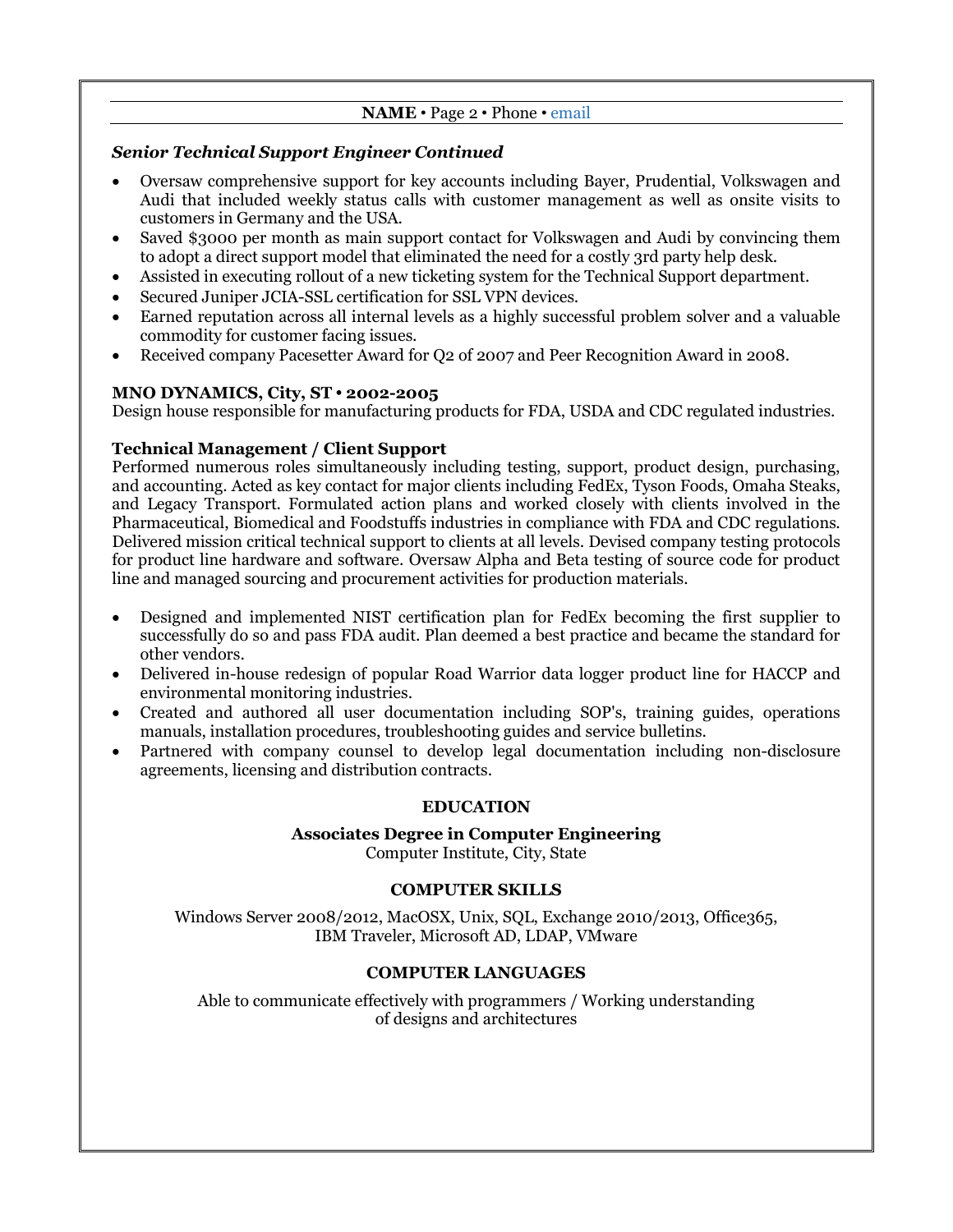***Senior Technical Support Engineer Continued***

- Oversaw comprehensive support for key accounts including Bayer, Prudential, Volkswagen and Audi that included weekly status calls with customer management as well as onsite visits to customers in Germany and the USA.
- Saved $3000 per month as main support contact for Volkswagen and Audi by convincing them to adopt a direct support model that eliminated the need for a costly 3rd party help desk.
- Assisted in executing rollout of a new ticketing system for the Technical Support department.
- Secured Juniper JCIA-SSL certification for SSL VPN devices.
- Earned reputation across all internal levels as a highly successful problem solver and a valuable commodity for customer facing issues.
- Received company Pacesetter Award for Q2 of 2007 and Peer Recognition Award in 2008.

**MNO DYNAMICS, City, ST • 2002-2005**
Design house responsible for manufacturing products for FDA, USDA and CDC regulated industries.

**Technical Management / Client Support**
Performed numerous roles simultaneously including testing, support, product design, purchasing, and accounting. Acted as key contact for major clients including FedEx, Tyson Foods, Omaha Steaks, and Legacy Transport. Formulated action plans and worked closely with clients involved in the Pharmaceutical, Biomedical and Foodstuffs industries in compliance with FDA and CDC regulations. Delivered mission critical technical support to clients at all levels. Devised company testing protocols for product line hardware and software. Oversaw Alpha and Beta testing of source code for product line and managed sourcing and procurement activities for production materials.

- Designed and implemented NIST certification plan for FedEx becoming the first supplier to successfully do so and pass FDA audit. Plan deemed a best practice and became the standard for other vendors.
- Delivered in-house redesign of popular Road Warrior data logger product line for HACCP and environmental monitoring industries.
- Created and authored all user documentation including SOP's, training guides, operations manuals, installation procedures, troubleshooting guides and service bulletins.
- Partnered with company counsel to develop legal documentation including non-disclosure agreements, licensing and distribution contracts.

## EDUCATION

**Associates Degree in Computer Engineering**
Computer Institute, City, State

## COMPUTER SKILLS

Windows Server 2008/2012, MacOSX, Unix, SQL, Exchange 2010/2013, Office365, IBM Traveler, Microsoft AD, LDAP, VMware

## COMPUTER LANGUAGES

Able to communicate effectively with programmers / Working understanding of designs and architectures